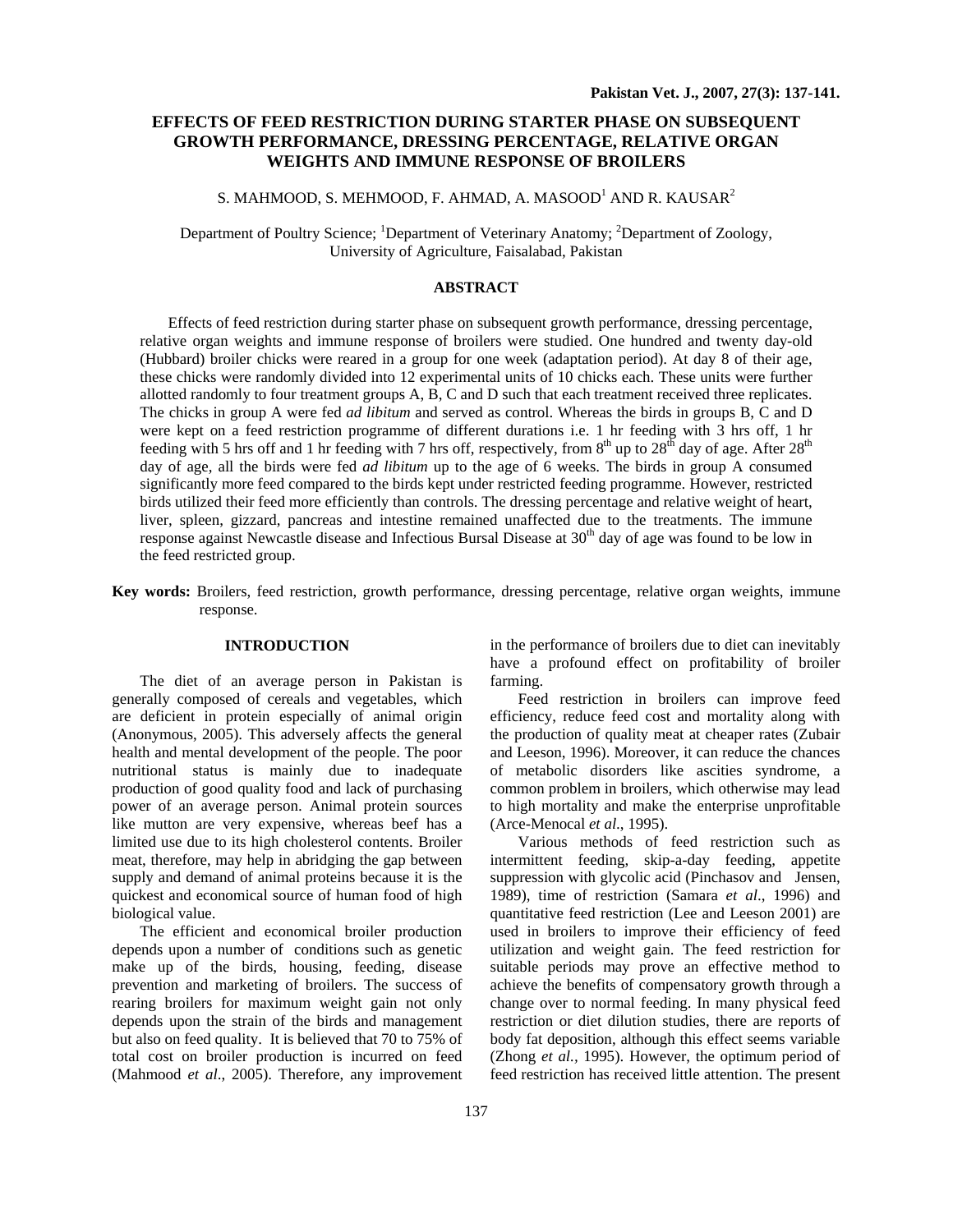# EFFECTS OF FEED RESTRICTION DURING STARTER PHASE ON SUBSEQUENT GROWTH PERFORMANCE, DRESSING PERCENTAGE, RELATIVE ORGAN WEIGHTS AND IMMUNE RESPONSE OF BROILERS

S. MAHMOOD, S. MEHMOOD, F. AHMAD, A. MASOOD[1] AND R. KAUSAR[2]

Department of Poultry Science; [1]Department of Veterinary Anatomy; [2]Department of Zoology, University of Agriculture, Faisalabad, Pakistan

## ABSTRACT

Effects of feed restriction during starter phase on subsequent growth performance, dressing percentage, relative organ weights and immune response of broilers were studied. One hundred and twenty day-old (Hubbard) broiler chicks were reared in a group for one week (adaptation period). At day 8 of their age, these chicks were randomly divided into 12 experimental units of 10 chicks each. These units were further allotted randomly to four treatment groups A, B, C and D such that each treatment received three replicates. The chicks in group A were fed *ad libitum* and served as control. Whereas the birds in groups B, C and D were kept on a feed restriction programme of different durations i.e. 1 hr feeding with 3 hrs off, 1 hr feeding with 5 hrs off and 1 hr feeding with 7 hrs off, respectively, from 8th up to 28th day of age. After 28th day of age, all the birds were fed *ad libitum* up to the age of 6 weeks. The birds in group A consumed significantly more feed compared to the birds kept under restricted feeding programme. However, restricted birds utilized their feed more efficiently than controls. The dressing percentage and relative weight of heart, liver, spleen, gizzard, pancreas and intestine remained unaffected due to the treatments. The immune response against Newcastle disease and Infectious Bursal Disease at 30th day of age was found to be low in the feed restricted group.

**Key words:** Broilers, feed restriction, growth performance, dressing percentage, relative organ weights, immune response.

## INTRODUCTION

The diet of an average person in Pakistan is generally composed of cereals and vegetables, which are deficient in protein especially of animal origin (Anonymous, 2005). This adversely affects the general health and mental development of the people. The poor nutritional status is mainly due to inadequate production of good quality food and lack of purchasing power of an average person. Animal protein sources like mutton are very expensive, whereas beef has a limited use due to its high cholesterol contents. Broiler meat, therefore, may help in abridging the gap between supply and demand of animal proteins because it is the quickest and economical source of human food of high biological value.

The efficient and economical broiler production depends upon a number of conditions such as genetic make up of the birds, housing, feeding, disease prevention and marketing of broilers. The success of rearing broilers for maximum weight gain not only depends upon the strain of the birds and management but also on feed quality. It is believed that 70 to 75% of total cost on broiler production is incurred on feed (Mahmood *et al*., 2005). Therefore, any improvement in the performance of broilers due to diet can inevitably have a profound effect on profitability of broiler farming.

Feed restriction in broilers can improve feed efficiency, reduce feed cost and mortality along with the production of quality meat at cheaper rates (Zubair and Leeson, 1996). Moreover, it can reduce the chances of metabolic disorders like ascities syndrome, a common problem in broilers, which otherwise may lead to high mortality and make the enterprise unprofitable (Arce-Menocal *et al*., 1995).

Various methods of feed restriction such as intermittent feeding, skip-a-day feeding, appetite suppression with glycolic acid (Pinchasov and Jensen, 1989), time of restriction (Samara *et al*., 1996) and quantitative feed restriction (Lee and Leeson 2001) are used in broilers to improve their efficiency of feed utilization and weight gain. The feed restriction for suitable periods may prove an effective method to achieve the benefits of compensatory growth through a change over to normal feeding. In many physical feed restriction or diet dilution studies, there are reports of body fat deposition, although this effect seems variable (Zhong *et al.,* 1995). However, the optimum period of feed restriction has received little attention. The present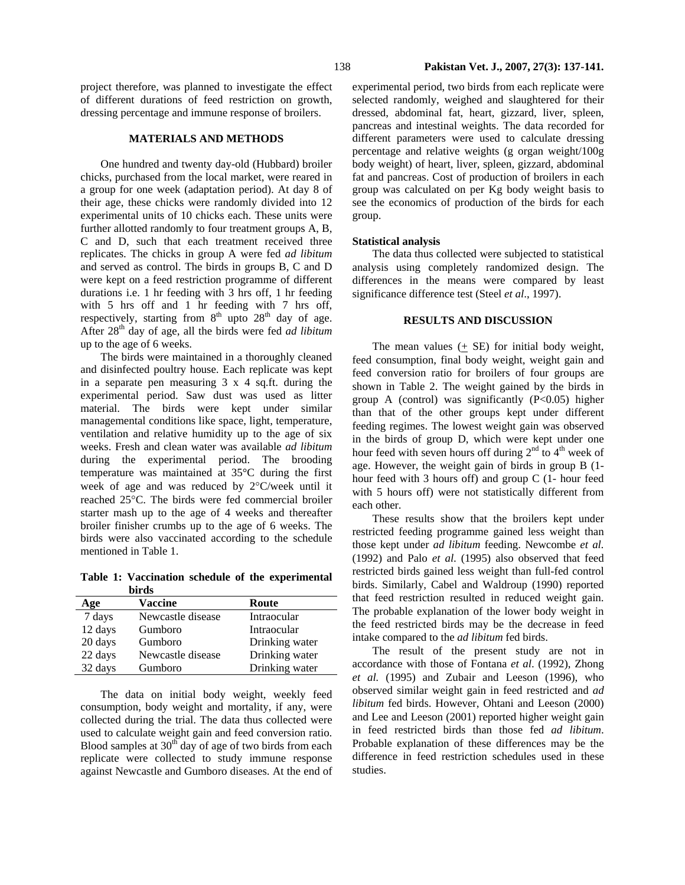project therefore, was planned to investigate the effect of different durations of feed restriction on growth, dressing percentage and immune response of broilers.

## MATERIALS AND METHODS

One hundred and twenty day-old (Hubbard) broiler chicks, purchased from the local market, were reared in a group for one week (adaptation period). At day 8 of their age, these chicks were randomly divided into 12 experimental units of 10 chicks each. These units were further allotted randomly to four treatment groups A, B, C and D, such that each treatment received three replicates. The chicks in group A were fed *ad libitum* and served as control. The birds in groups B, C and D were kept on a feed restriction programme of different durations i.e. 1 hr feeding with 3 hrs off, 1 hr feeding with 5 hrs off and 1 hr feeding with 7 hrs off, respectively, starting from 8$^{th}$ upto 28$^{th}$ day of age. After 28$^{th}$ day of age, all the birds were fed *ad libitum* up to the age of 6 weeks.

The birds were maintained in a thoroughly cleaned and disinfected poultry house. Each replicate was kept in a separate pen measuring 3 x 4 sq.ft. during the experimental period. Saw dust was used as litter material. The birds were kept under similar managemental conditions like space, light, temperature, ventilation and relative humidity up to the age of six weeks. Fresh and clean water was available *ad libitum* during the experimental period. The brooding temperature was maintained at 35°C during the first week of age and was reduced by 2°C/week until it reached 25°C. The birds were fed commercial broiler starter mash up to the age of 4 weeks and thereafter broiler finisher crumbs up to the age of 6 weeks. The birds were also vaccinated according to the schedule mentioned in Table 1.

**Table 1: Vaccination schedule of the experimental birds**

| Age | Vaccine | Route |
|---|---|---|
| 7 days | Newcastle disease | Intraocular |
| 12 days | Gumboro | Intraocular |
| 20 days | Gumboro | Drinking water |
| 22 days | Newcastle disease | Drinking water |
| 32 days | Gumboro | Drinking water |

The data on initial body weight, weekly feed consumption, body weight and mortality, if any, were collected during the trial. The data thus collected were used to calculate weight gain and feed conversion ratio. Blood samples at 30$^{th}$ day of age of two birds from each replicate were collected to study immune response against Newcastle and Gumboro diseases. At the end of experimental period, two birds from each replicate were selected randomly, weighed and slaughtered for their dressed, abdominal fat, heart, gizzard, liver, spleen, pancreas and intestinal weights. The data recorded for different parameters were used to calculate dressing percentage and relative weights (g organ weight/100g body weight) of heart, liver, spleen, gizzard, abdominal fat and pancreas. Cost of production of broilers in each group was calculated on per Kg body weight basis to see the economics of production of the birds for each group.

### Statistical analysis

The data thus collected were subjected to statistical analysis using completely randomized design. The differences in the means were compared by least significance difference test (Steel *et al*., 1997).

## RESULTS AND DISCUSSION

The mean values ($\pm$ SE) for initial body weight, feed consumption, final body weight, weight gain and feed conversion ratio for broilers of four groups are shown in Table 2. The weight gained by the birds in group A (control) was significantly ($P<0.05$) higher than that of the other groups kept under different feeding regimes. The lowest weight gain was observed in the birds of group D, which were kept under one hour feed with seven hours off during 2$^{nd}$ to 4$^{th}$ week of age. However, the weight gain of birds in group B (1-hour feed with 3 hours off) and group C (1- hour feed with 5 hours off) were not statistically different from each other.

These results show that the broilers kept under restricted feeding programme gained less weight than those kept under *ad libitum* feeding. Newcombe *et al.* (1992) and Palo *et al.* (1995) also observed that feed restricted birds gained less weight than full-fed control birds. Similarly, Cabel and Waldroup (1990) reported that feed restriction resulted in reduced weight gain. The probable explanation of the lower body weight in the feed restricted birds may be the decrease in feed intake compared to the *ad libitum* fed birds.

The result of the present study are not in accordance with those of Fontana *et al*. (1992), Zhong *et al.* (1995) and Zubair and Leeson (1996), who observed similar weight gain in feed restricted and *ad libitum* fed birds. However, Ohtani and Leeson (2000) and Lee and Leeson (2001) reported higher weight gain in feed restricted birds than those fed *ad libitum*. Probable explanation of these differences may be the difference in feed restriction schedules used in these studies.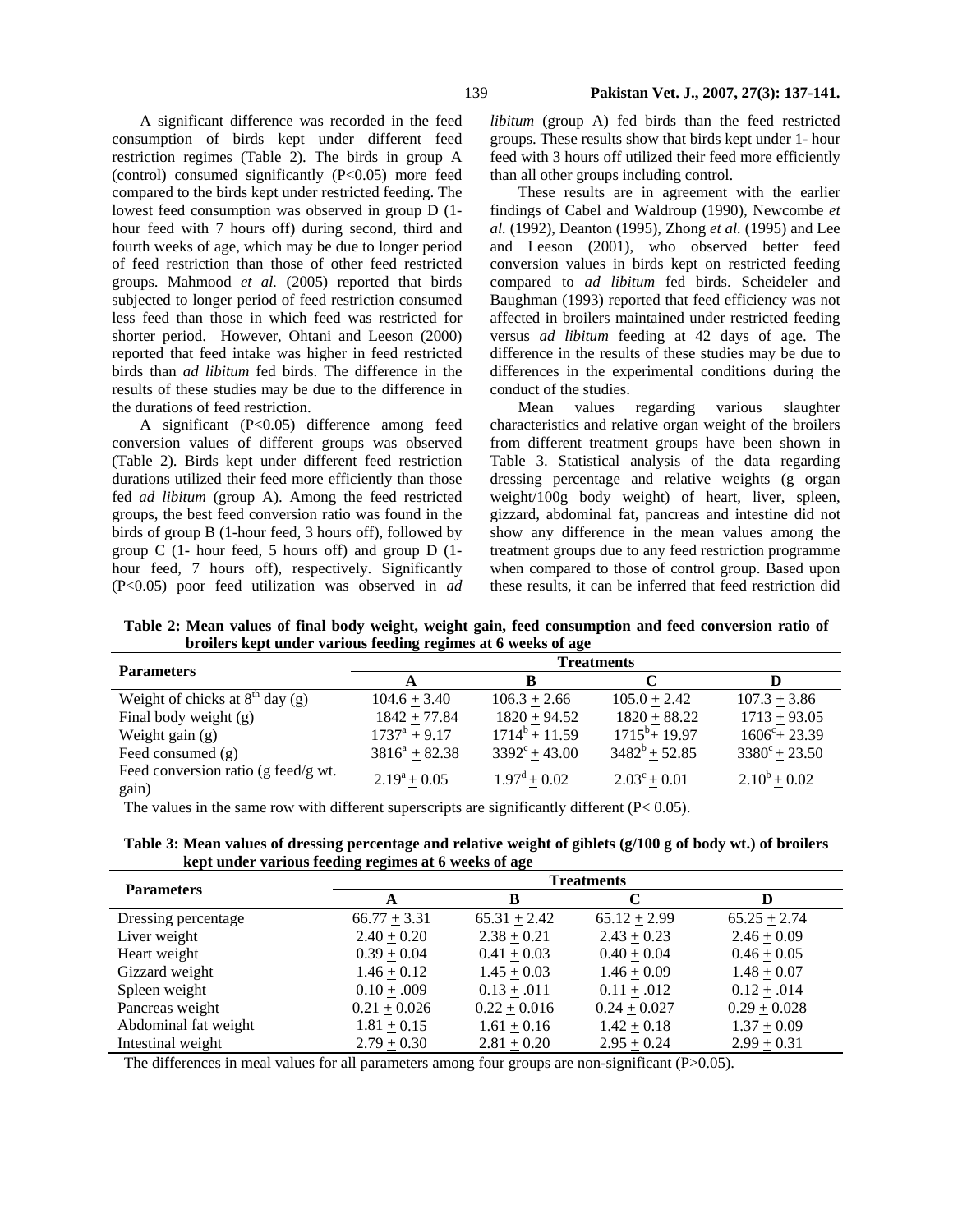A significant difference was recorded in the feed consumption of birds kept under different feed restriction regimes (Table 2). The birds in group A (control) consumed significantly (P<0.05) more feed compared to the birds kept under restricted feeding. The lowest feed consumption was observed in group D (1-hour feed with 7 hours off) during second, third and fourth weeks of age, which may be due to longer period of feed restriction than those of other feed restricted groups. Mahmood *et al.* (2005) reported that birds subjected to longer period of feed restriction consumed less feed than those in which feed was restricted for shorter period. However, Ohtani and Leeson (2000) reported that feed intake was higher in feed restricted birds than *ad libitum* fed birds. The difference in the results of these studies may be due to the difference in the durations of feed restriction.

A significant (P<0.05) difference among feed conversion values of different groups was observed (Table 2). Birds kept under different feed restriction durations utilized their feed more efficiently than those fed *ad libitum* (group A). Among the feed restricted groups, the best feed conversion ratio was found in the birds of group B (1-hour feed, 3 hours off), followed by group C (1- hour feed, 5 hours off) and group D (1-hour feed, 7 hours off), respectively. Significantly (P<0.05) poor feed utilization was observed in *ad libitum* (group A) fed birds than the feed restricted groups. These results show that birds kept under 1- hour feed with 3 hours off utilized their feed more efficiently than all other groups including control.

These results are in agreement with the earlier findings of Cabel and Waldroup (1990), Newcombe *et al.* (1992), Deanton (1995), Zhong *et al.* (1995) and Lee and Leeson (2001), who observed better feed conversion values in birds kept on restricted feeding compared to *ad libitum* fed birds. Scheideler and Baughman (1993) reported that feed efficiency was not affected in broilers maintained under restricted feeding versus *ad libitum* feeding at 42 days of age. The difference in the results of these studies may be due to differences in the experimental conditions during the conduct of the studies.

Mean values regarding various slaughter characteristics and relative organ weight of the broilers from different treatment groups have been shown in Table 3. Statistical analysis of the data regarding dressing percentage and relative weights (g organ weight/100g body weight) of heart, liver, spleen, gizzard, abdominal fat, pancreas and intestine did not show any difference in the mean values among the treatment groups due to any feed restriction programme when compared to those of control group. Based upon these results, it can be inferred that feed restriction did

**Table 2: Mean values of final body weight, weight gain, feed consumption and feed conversion ratio of broilers kept under various feeding regimes at 6 weeks of age**

| Parameters | Treatments | | | |
|---|---|---|---|---|
| | A | B | C | D |
| Weight of chicks at $8^{th}$ day (g) | 104.6 ± 3.40 | 106.3 ± 2.66 | 105.0 ± 2.42 | 107.3 ± 3.86 |
| Final body weight (g) | 1842 ± 77.84 | 1820 ± 94.52 | 1820 ± 88.22 | 1713 ± 93.05 |
| Weight gain (g) | $1737^a$ ± 9.17 | $1714^b$ ± 11.59 | $1715^b$ ± 19.97 | $1606^c$ ± 23.39 |
| Feed consumed (g) | $3816^a$ ± 82.38 | $3392^c$ ± 43.00 | $3482^b$ ± 52.85 | $3380^c$ ± 23.50 |
| Feed conversion ratio (g feed/g wt. gain) | $2.19^a$ ± 0.05 | $1.97^d$ ± 0.02 | $2.03^c$ ± 0.01 | $2.10^b$ ± 0.02 |

The values in the same row with different superscripts are significantly different (P< 0.05).

**Table 3: Mean values of dressing percentage and relative weight of giblets (g/100 g of body wt.) of broilers kept under various feeding regimes at 6 weeks of age**

| Parameters | Treatments | | | |
|---|---|---|---|---|
| | A | B | C | D |
| Dressing percentage | 66.77 ± 3.31 | 65.31 ± 2.42 | 65.12 ± 2.99 | 65.25 ± 2.74 |
| Liver weight | 2.40 ± 0.20 | 2.38 ± 0.21 | 2.43 ± 0.23 | 2.46 ± 0.09 |
| Heart weight | 0.39 ± 0.04 | 0.41 ± 0.03 | 0.40 ± 0.04 | 0.46 ± 0.05 |
| Gizzard weight | 1.46 ± 0.12 | 1.45 ± 0.03 | 1.46 ± 0.09 | 1.48 ± 0.07 |
| Spleen weight | 0.10 ± .009 | 0.13 ± .011 | 0.11 ± .012 | 0.12 ± .014 |
| Pancreas weight | 0.21 ± 0.026 | 0.22 ± 0.016 | 0.24 ± 0.027 | 0.29 ± 0.028 |
| Abdominal fat weight | 1.81 ± 0.15 | 1.61 ± 0.16 | 1.42 ± 0.18 | 1.37 ± 0.09 |
| Intestinal weight | 2.79 ± 0.30 | 2.81 ± 0.20 | 2.95 ± 0.24 | 2.99 ± 0.31 |

The differences in meal values for all parameters among four groups are non-significant (P>0.05).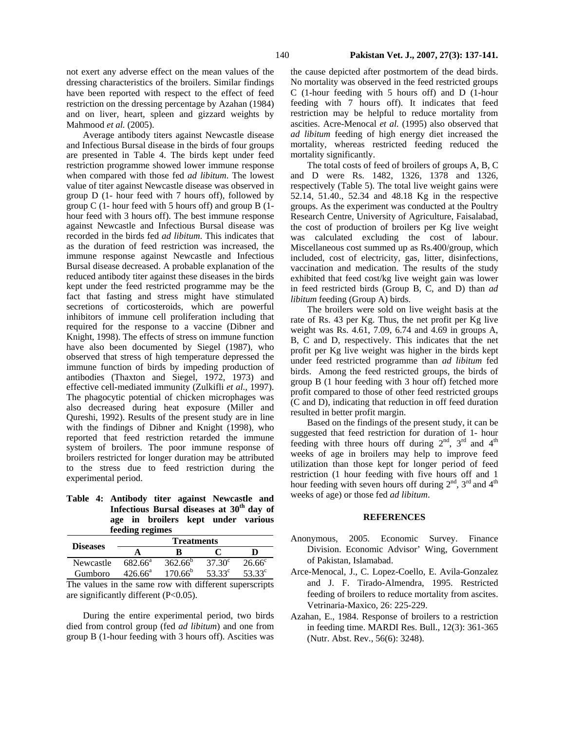not exert any adverse effect on the mean values of the dressing characteristics of the broilers. Similar findings have been reported with respect to the effect of feed restriction on the dressing percentage by Azahan (1984) and on liver, heart, spleen and gizzard weights by Mahmood *et al.* (2005).

Average antibody titers against Newcastle disease and Infectious Bursal disease in the birds of four groups are presented in Table 4. The birds kept under feed restriction programme showed lower immune response when compared with those fed *ad libitum*. The lowest value of titer against Newcastle disease was observed in group D (1- hour feed with 7 hours off), followed by group C (1- hour feed with 5 hours off) and group B (1-hour feed with 3 hours off). The best immune response against Newcastle and Infectious Bursal disease was recorded in the birds fed *ad libitum*. This indicates that as the duration of feed restriction was increased, the immune response against Newcastle and Infectious Bursal disease decreased. A probable explanation of the reduced antibody titer against these diseases in the birds kept under the feed restricted programme may be the fact that fasting and stress might have stimulated secretions of corticosteroids, which are powerful inhibitors of immune cell proliferation including that required for the response to a vaccine (Dibner and Knight, 1998). The effects of stress on immune function have also been documented by Siegel (1987), who observed that stress of high temperature depressed the immune function of birds by impeding production of antibodies (Thaxton and Siegel, 1972, 1973) and effective cell-mediated immunity (Zulkifli *et al.*, 1997). The phagocytic potential of chicken microphages was also decreased during heat exposure (Miller and Qureshi, 1992). Results of the present study are in line with the findings of Dibner and Knight (1998), who reported that feed restriction retarded the immune system of broilers. The poor immune response of broilers restricted for longer duration may be attributed to the stress due to feed restriction during the experimental period.

**Table 4: Antibody titer against Newcastle and Infectious Bursal diseases at 30th day of age in broilers kept under various feeding regimes**

| Diseases | Treatments | | | |
|---|---|---|---|---|
| | A | B | C | D |
| Newcastle | $682.66^{a}$ | $362.66^{b}$ | $37.30^{c}$ | $26.66^{c}$ |
| Gumboro | $426.66^{a}$ | $170.66^{b}$ | $53.33^{c}$ | $53.33^{c}$ |

The values in the same row with different superscripts are significantly different (P<0.05).

During the entire experimental period, two birds died from control group (fed *ad libitum*) and one from group B (1-hour feeding with 3 hours off). Ascities was the cause depicted after postmortem of the dead birds. No mortality was observed in the feed restricted groups C (1-hour feeding with 5 hours off) and D (1-hour feeding with 7 hours off). It indicates that feed restriction may be helpful to reduce mortality from ascites. Acre-Menocal *et al.* (1995) also observed that *ad libitum* feeding of high energy diet increased the mortality, whereas restricted feeding reduced the mortality significantly.

The total costs of feed of broilers of groups A, B, C and D were Rs. 1482, 1326, 1378 and 1326, respectively (Table 5). The total live weight gains were 52.14, 51.40., 52.34 and 48.18 Kg in the respective groups. As the experiment was conducted at the Poultry Research Centre, University of Agriculture, Faisalabad, the cost of production of broilers per Kg live weight was calculated excluding the cost of labour. Miscellaneous cost summed up as Rs.400/group, which included, cost of electricity, gas, litter, disinfections, vaccination and medication. The results of the study exhibited that feed cost/kg live weight gain was lower in feed restricted birds (Group B, C, and D) than *ad libitum* feeding (Group A) birds.

The broilers were sold on live weight basis at the rate of Rs. 43 per Kg. Thus, the net profit per Kg live weight was Rs. 4.61, 7.09, 6.74 and 4.69 in groups A, B, C and D, respectively. This indicates that the net profit per Kg live weight was higher in the birds kept under feed restricted programme than *ad libitum* fed birds. Among the feed restricted groups, the birds of group B (1 hour feeding with 3 hour off) fetched more profit compared to those of other feed restricted groups (C and D), indicating that reduction in off feed duration resulted in better profit margin.

Based on the findings of the present study, it can be suggested that feed restriction for duration of 1- hour feeding with three hours off during 2nd, 3rd and 4th weeks of age in broilers may help to improve feed utilization than those kept for longer period of feed restriction (1 hour feeding with five hours off and 1 hour feeding with seven hours off during 2nd, 3rd and 4th weeks of age) or those fed *ad libitum*.

## REFERENCES

Anonymous, 2005. Economic Survey. Finance Division. Economic Advisor' Wing, Government of Pakistan, Islamabad.

Arce-Menocal, J., C. Lopez-Coello, E. Avila-Gonzalez and J. F. Tirado-Almendra, 1995. Restricted feeding of broilers to reduce mortality from ascites. Vetrinaria-Maxico, 26: 225-229.

Azahan, E., 1984. Response of broilers to a restriction in feeding time. MARDI Res. Bull., 12(3): 361-365 (Nutr. Abst. Rev., 56(6): 3248).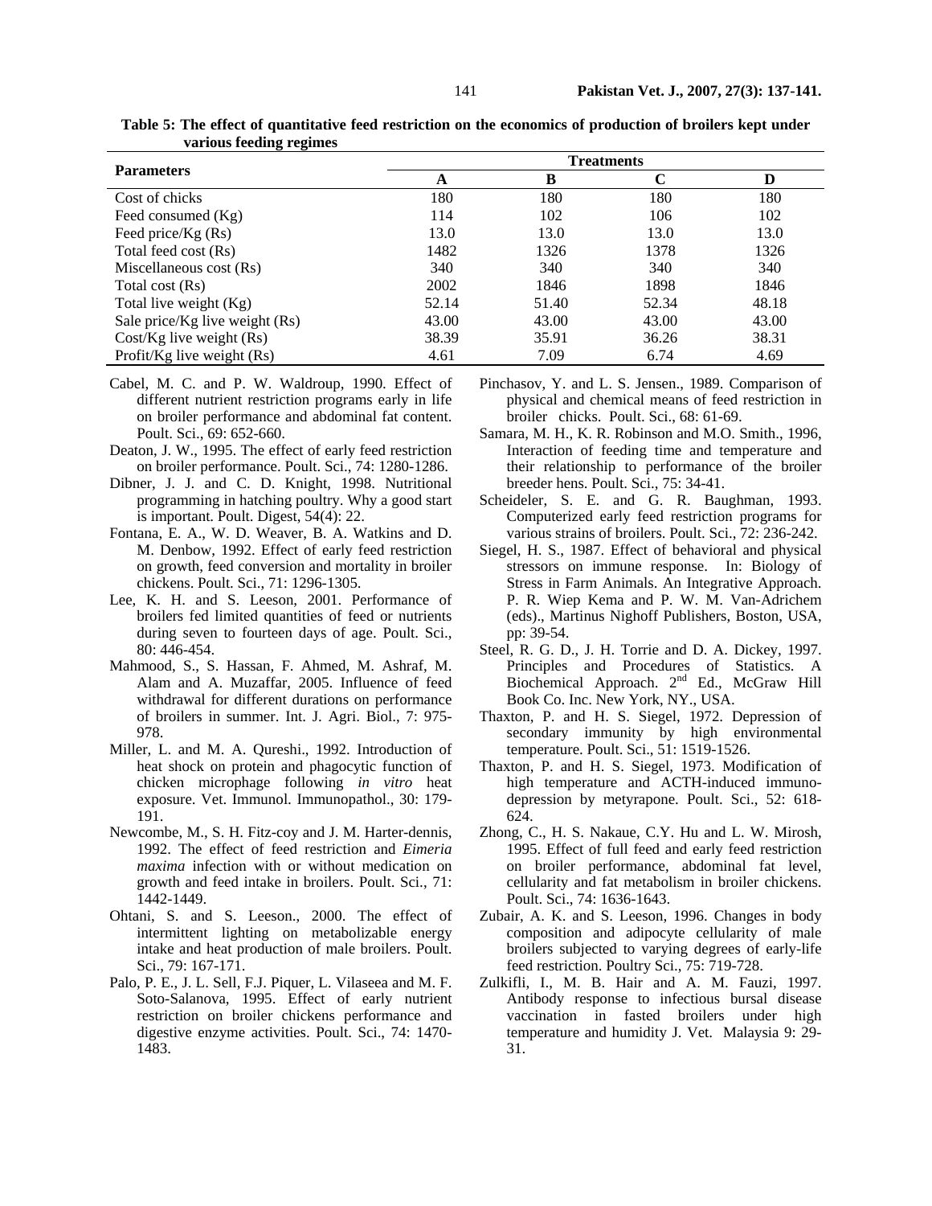**Table 5: The effect of quantitative feed restriction on the economics of production of broilers kept under various feeding regimes**

| Parameters | Treatments | | | |
|---|---|---|---|---|
| | A | B | C | D |
| Cost of chicks | 180 | 180 | 180 | 180 |
| Feed consumed (Kg) | 114 | 102 | 106 | 102 |
| Feed price/Kg (Rs) | 13.0 | 13.0 | 13.0 | 13.0 |
| Total feed cost (Rs) | 1482 | 1326 | 1378 | 1326 |
| Miscellaneous cost (Rs) | 340 | 340 | 340 | 340 |
| Total cost (Rs) | 2002 | 1846 | 1898 | 1846 |
| Total live weight (Kg) | 52.14 | 51.40 | 52.34 | 48.18 |
| Sale price/Kg live weight (Rs) | 43.00 | 43.00 | 43.00 | 43.00 |
| Cost/Kg live weight (Rs) | 38.39 | 35.91 | 36.26 | 38.31 |
| Profit/Kg live weight (Rs) | 4.61 | 7.09 | 6.74 | 4.69 |

Cabel, M. C. and P. W. Waldroup, 1990. Effect of different nutrient restriction programs early in life on broiler performance and abdominal fat content. Poult. Sci., 69: 652-660.

Deaton, J. W., 1995. The effect of early feed restriction on broiler performance. Poult. Sci., 74: 1280-1286.

Dibner, J. J. and C. D. Knight, 1998. Nutritional programming in hatching poultry. Why a good start is important. Poult. Digest, 54(4): 22.

Fontana, E. A., W. D. Weaver, B. A. Watkins and D. M. Denbow, 1992. Effect of early feed restriction on growth, feed conversion and mortality in broiler chickens. Poult. Sci., 71: 1296-1305.

Lee, K. H. and S. Leeson, 2001. Performance of broilers fed limited quantities of feed or nutrients during seven to fourteen days of age. Poult. Sci., 80: 446-454.

Mahmood, S., S. Hassan, F. Ahmed, M. Ashraf, M. Alam and A. Muzaffar, 2005. Influence of feed withdrawal for different durations on performance of broilers in summer. Int. J. Agri. Biol., 7: 975-978.

Miller, L. and M. A. Qureshi., 1992. Introduction of heat shock on protein and phagocytic function of chicken microphage following *in vitro* heat exposure. Vet. Immunol. Immunopathol., 30: 179-191.

Newcombe, M., S. H. Fitz-coy and J. M. Harter-dennis, 1992. The effect of feed restriction and *Eimeria maxima* infection with or without medication on growth and feed intake in broilers. Poult. Sci., 71: 1442-1449.

Ohtani, S. and S. Leeson., 2000. The effect of intermittent lighting on metabolizable energy intake and heat production of male broilers. Poult. Sci., 79: 167-171.

Palo, P. E., J. L. Sell, F.J. Piquer, L. Vilaseea and M. F. Soto-Salanova, 1995. Effect of early nutrient restriction on broiler chickens performance and digestive enzyme activities. Poult. Sci., 74: 1470-1483.

Pinchasov, Y. and L. S. Jensen., 1989. Comparison of physical and chemical means of feed restriction in broiler chicks. Poult. Sci., 68: 61-69.

Samara, M. H., K. R. Robinson and M.O. Smith., 1996, Interaction of feeding time and temperature and their relationship to performance of the broiler breeder hens. Poult. Sci., 75: 34-41.

Scheideler, S. E. and G. R. Baughman, 1993. Computerized early feed restriction programs for various strains of broilers. Poult. Sci., 72: 236-242.

Siegel, H. S., 1987. Effect of behavioral and physical stressors on immune response. In: Biology of Stress in Farm Animals. An Integrative Approach. P. R. Wiep Kema and P. W. M. Van-Adrichem (eds)., Martinus Nighoff Publishers, Boston, USA, pp: 39-54.

Steel, R. G. D., J. H. Torrie and D. A. Dickey, 1997. Principles and Procedures of Statistics. A Biochemical Approach. 2nd Ed., McGraw Hill Book Co. Inc. New York, NY., USA.

Thaxton, P. and H. S. Siegel, 1972. Depression of secondary immunity by high environmental temperature. Poult. Sci., 51: 1519-1526.

Thaxton, P. and H. S. Siegel, 1973. Modification of high temperature and ACTH-induced immuno-depression by metyrapone. Poult. Sci., 52: 618-624.

Zhong, C., H. S. Nakaue, C.Y. Hu and L. W. Mirosh, 1995. Effect of full feed and early feed restriction on broiler performance, abdominal fat level, cellularity and fat metabolism in broiler chickens. Poult. Sci., 74: 1636-1643.

Zubair, A. K. and S. Leeson, 1996. Changes in body composition and adipocyte cellularity of male broilers subjected to varying degrees of early-life feed restriction. Poultry Sci., 75: 719-728.

Zulkifli, I., M. B. Hair and A. M. Fauzi, 1997. Antibody response to infectious bursal disease vaccination in fasted broilers under high temperature and humidity J. Vet. Malaysia 9: 29-31.